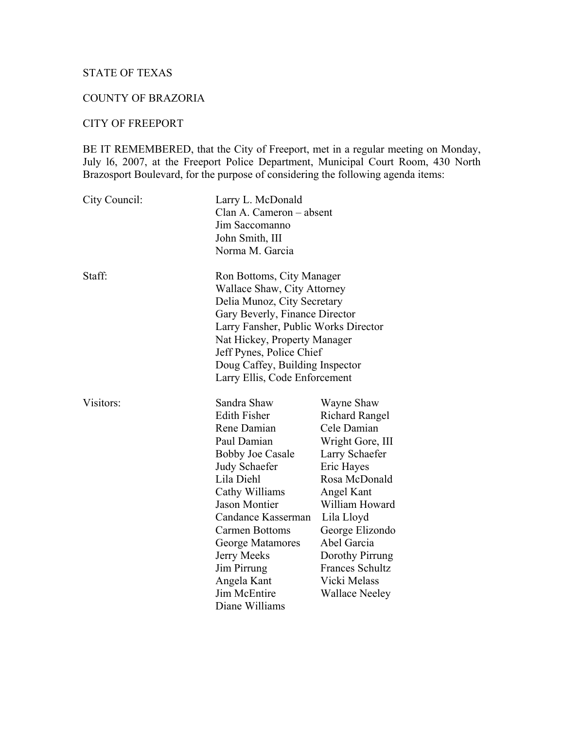STATE OF TEXAS

COUNTY OF BRAZORIA

CITY OF FREEPORT

BE IT REMEMBERED, that the City of Freeport, met in a regular meeting on Monday, July l6, 2007, at the Freeport Police Department, Municipal Court Room, 430 North Brazosport Boulevard, for the purpose of considering the following agenda items:

| | | |
|---|---|---|
| City Council: | Larry L. McDonald | |
| | Clan A. Cameron – absent | |
| | Jim Saccomanno | |
| | John Smith, III | |
| | Norma M. Garcia | |
| Staff: | Ron Bottoms, City Manager | |
| | Wallace Shaw, City Attorney | |
| | Delia Munoz, City Secretary | |
| | Gary Beverly, Finance Director | |
| | Larry Fansher, Public Works Director | |
| | Nat Hickey, Property Manager | |
| | Jeff Pynes, Police Chief | |
| | Doug Caffey, Building Inspector | |
| | Larry Ellis, Code Enforcement | |
| Visitors: | Sandra Shaw | Wayne Shaw |
| | Edith Fisher | Richard Rangel |
| | Rene Damian | Cele Damian |
| | Paul Damian | Wright Gore, III |
| | Bobby Joe Casale | Larry Schaefer |
| | Judy Schaefer | Eric Hayes |
| | Lila Diehl | Rosa McDonald |
| | Cathy Williams | Angel Kant |
| | Jason Montier | William Howard |
| | Candance Kasserman | Lila Lloyd |
| | Carmen Bottoms | George Elizondo |
| | George Matamores | Abel Garcia |
| | Jerry Meeks | Dorothy Pirrung |
| | Jim Pirrung | Frances Schultz |
| | Angela Kant | Vicki Melass |
| | Jim McEntire | Wallace Neeley |
| | Diane Williams | |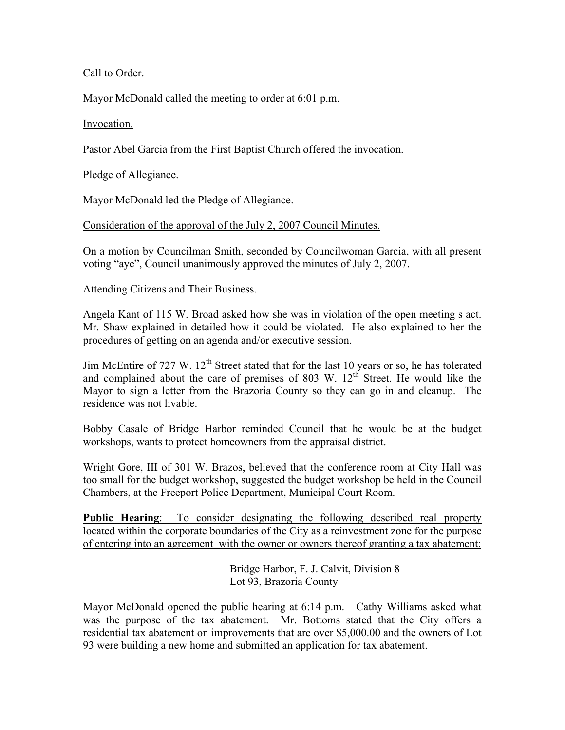Call to Order.

Mayor McDonald called the meeting to order at 6:01 p.m.

Invocation.

Pastor Abel Garcia from the First Baptist Church offered the invocation.

Pledge of Allegiance.

Mayor McDonald led the Pledge of Allegiance.

Consideration of the approval of the July 2, 2007 Council Minutes.

On a motion by Councilman Smith, seconded by Councilwoman Garcia, with all present voting "aye", Council unanimously approved the minutes of July 2, 2007.

Attending Citizens and Their Business.

Angela Kant of 115 W. Broad asked how she was in violation of the open meeting s act. Mr. Shaw explained in detailed how it could be violated. He also explained to her the procedures of getting on an agenda and/or executive session.

Jim McEntire of 727 W. 12th Street stated that for the last 10 years or so, he has tolerated and complained about the care of premises of 803 W. 12th Street. He would like the Mayor to sign a letter from the Brazoria County so they can go in and cleanup. The residence was not livable.

Bobby Casale of Bridge Harbor reminded Council that he would be at the budget workshops, wants to protect homeowners from the appraisal district.

Wright Gore, III of 301 W. Brazos, believed that the conference room at City Hall was too small for the budget workshop, suggested the budget workshop be held in the Council Chambers, at the Freeport Police Department, Municipal Court Room.

**Public Hearing**: To consider designating the following described real property located within the corporate boundaries of the City as a reinvestment zone for the purpose of entering into an agreement with the owner or owners thereof granting a tax abatement:

Bridge Harbor, F. J. Calvit, Division 8
Lot 93, Brazoria County

Mayor McDonald opened the public hearing at 6:14 p.m. Cathy Williams asked what was the purpose of the tax abatement. Mr. Bottoms stated that the City offers a residential tax abatement on improvements that are over $5,000.00 and the owners of Lot 93 were building a new home and submitted an application for tax abatement.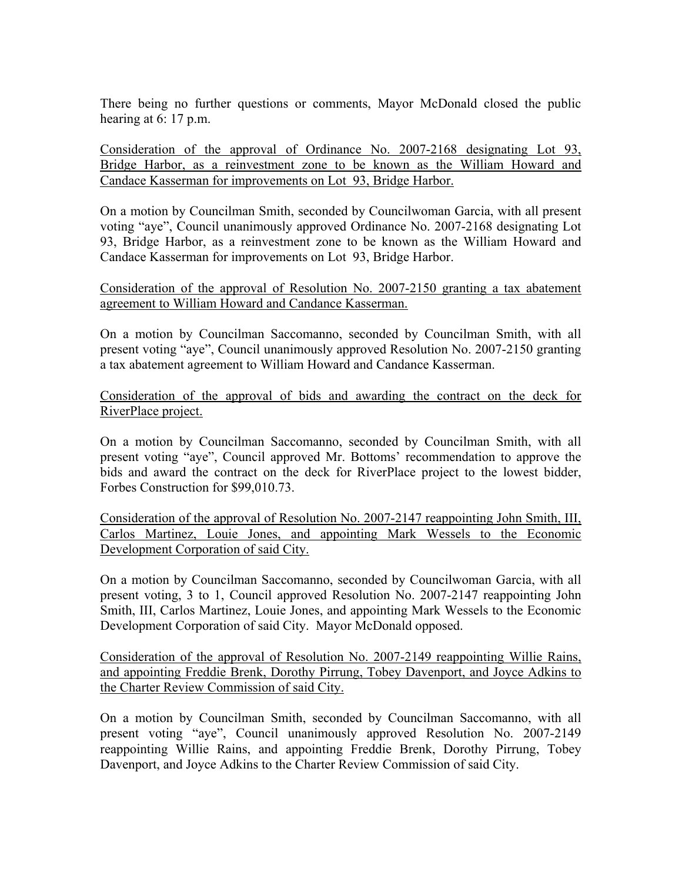There being no further questions or comments, Mayor McDonald closed the public hearing at 6: 17 p.m.

<u>Consideration of the approval of Ordinance No. 2007-2168 designating Lot 93, Bridge Harbor, as a reinvestment zone to be known as the William Howard and Candace Kasserman for improvements on Lot 93, Bridge Harbor.</u>

On a motion by Councilman Smith, seconded by Councilwoman Garcia, with all present voting "aye", Council unanimously approved Ordinance No. 2007-2168 designating Lot 93, Bridge Harbor, as a reinvestment zone to be known as the William Howard and Candace Kasserman for improvements on Lot 93, Bridge Harbor.

<u>Consideration of the approval of Resolution No. 2007-2150 granting a tax abatement agreement to William Howard and Candance Kasserman.</u>

On a motion by Councilman Saccomanno, seconded by Councilman Smith, with all present voting "aye", Council unanimously approved Resolution No. 2007-2150 granting a tax abatement agreement to William Howard and Candance Kasserman.

<u>Consideration of the approval of bids and awarding the contract on the deck for RiverPlace project.</u>

On a motion by Councilman Saccomanno, seconded by Councilman Smith, with all present voting "aye", Council approved Mr. Bottoms' recommendation to approve the bids and award the contract on the deck for RiverPlace project to the lowest bidder, Forbes Construction for $99,010.73.

<u>Consideration of the approval of Resolution No. 2007-2147 reappointing John Smith, III, Carlos Martinez, Louie Jones, and appointing Mark Wessels to the Economic Development Corporation of said City.</u>

On a motion by Councilman Saccomanno, seconded by Councilwoman Garcia, with all present voting, 3 to 1, Council approved Resolution No. 2007-2147 reappointing John Smith, III, Carlos Martinez, Louie Jones, and appointing Mark Wessels to the Economic Development Corporation of said City. Mayor McDonald opposed.

<u>Consideration of the approval of Resolution No. 2007-2149 reappointing Willie Rains, and appointing Freddie Brenk, Dorothy Pirrung, Tobey Davenport, and Joyce Adkins to the Charter Review Commission of said City.</u>

On a motion by Councilman Smith, seconded by Councilman Saccomanno, with all present voting "aye", Council unanimously approved Resolution No. 2007-2149 reappointing Willie Rains, and appointing Freddie Brenk, Dorothy Pirrung, Tobey Davenport, and Joyce Adkins to the Charter Review Commission of said City.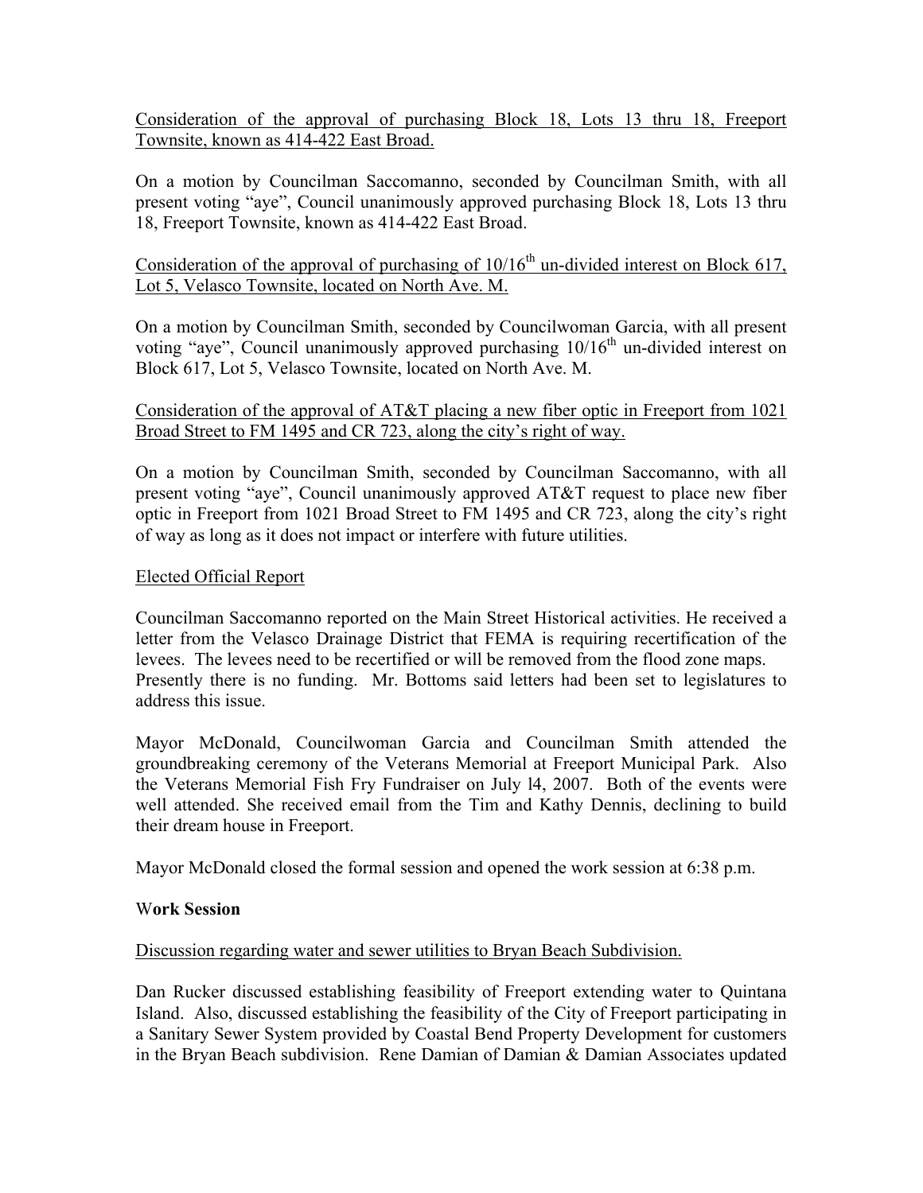Consideration of the approval of purchasing Block 18, Lots 13 thru 18, Freeport Townsite, known as 414-422 East Broad.

On a motion by Councilman Saccomanno, seconded by Councilman Smith, with all present voting "aye", Council unanimously approved purchasing Block 18, Lots 13 thru 18, Freeport Townsite, known as 414-422 East Broad.

Consideration of the approval of purchasing of 10/16th un-divided interest on Block 617, Lot 5, Velasco Townsite, located on North Ave. M.

On a motion by Councilman Smith, seconded by Councilwoman Garcia, with all present voting "aye", Council unanimously approved purchasing 10/16th un-divided interest on Block 617, Lot 5, Velasco Townsite, located on North Ave. M.

Consideration of the approval of AT&T placing a new fiber optic in Freeport from 1021 Broad Street to FM 1495 and CR 723, along the city's right of way.

On a motion by Councilman Smith, seconded by Councilman Saccomanno, with all present voting "aye", Council unanimously approved AT&T request to place new fiber optic in Freeport from 1021 Broad Street to FM 1495 and CR 723, along the city's right of way as long as it does not impact or interfere with future utilities.

Elected Official Report

Councilman Saccomanno reported on the Main Street Historical activities. He received a letter from the Velasco Drainage District that FEMA is requiring recertification of the levees. The levees need to be recertified or will be removed from the flood zone maps. Presently there is no funding. Mr. Bottoms said letters had been set to legislatures to address this issue.

Mayor McDonald, Councilwoman Garcia and Councilman Smith attended the groundbreaking ceremony of the Veterans Memorial at Freeport Municipal Park. Also the Veterans Memorial Fish Fry Fundraiser on July 14, 2007. Both of the events were well attended. She received email from the Tim and Kathy Dennis, declining to build their dream house in Freeport.

Mayor McDonald closed the formal session and opened the work session at 6:38 p.m.

**Work Session**

Discussion regarding water and sewer utilities to Bryan Beach Subdivision.

Dan Rucker discussed establishing feasibility of Freeport extending water to Quintana Island. Also, discussed establishing the feasibility of the City of Freeport participating in a Sanitary Sewer System provided by Coastal Bend Property Development for customers in the Bryan Beach subdivision. Rene Damian of Damian & Damian Associates updated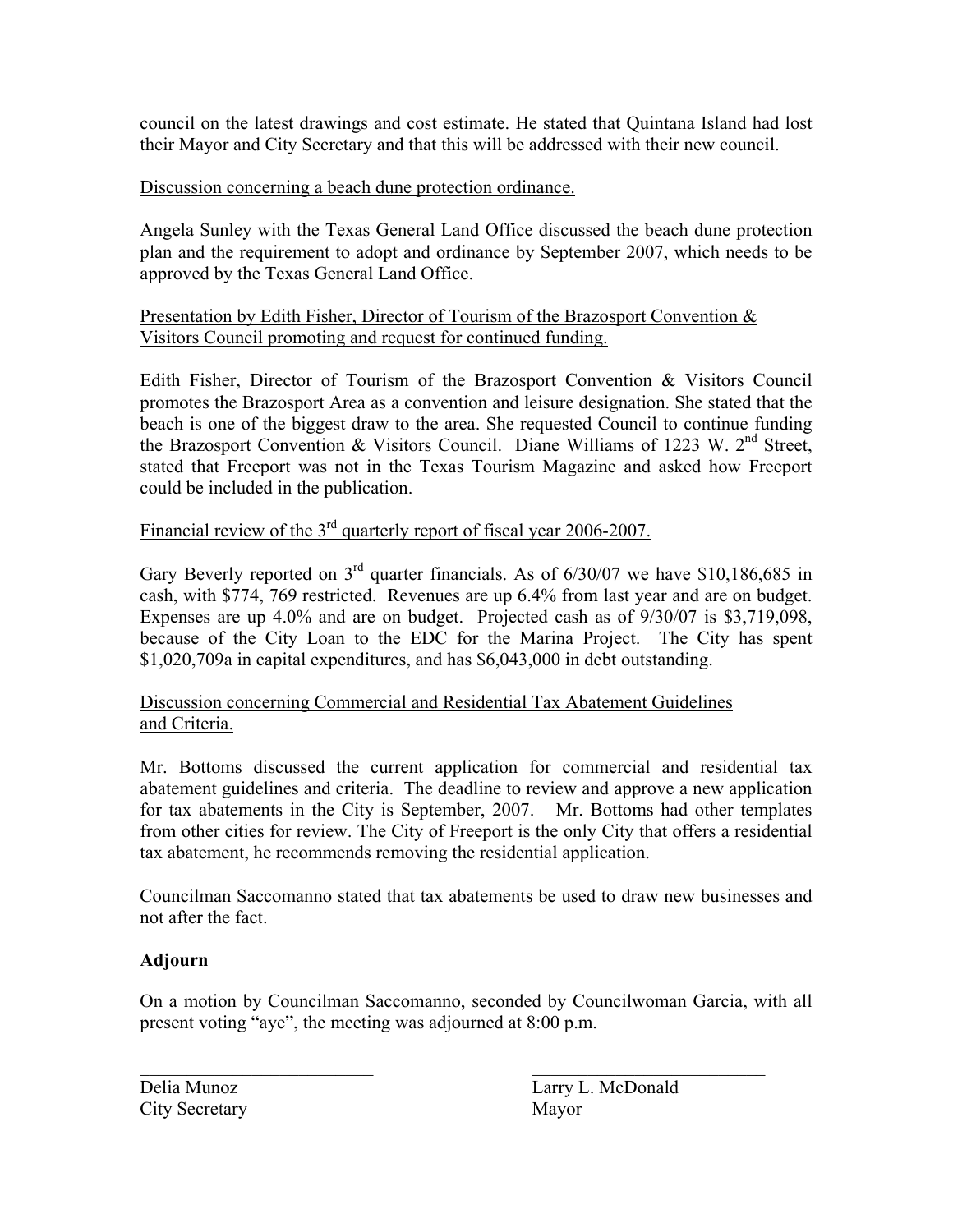council on the latest drawings and cost estimate. He stated that Quintana Island had lost their Mayor and City Secretary and that this will be addressed with their new council.

<u>Discussion concerning a beach dune protection ordinance.</u>

Angela Sunley with the Texas General Land Office discussed the beach dune protection plan and the requirement to adopt and ordinance by September 2007, which needs to be approved by the Texas General Land Office.

<u>Presentation by Edith Fisher, Director of Tourism of the Brazosport Convention & Visitors Council promoting and request for continued funding.</u>

Edith Fisher, Director of Tourism of the Brazosport Convention & Visitors Council promotes the Brazosport Area as a convention and leisure designation. She stated that the beach is one of the biggest draw to the area. She requested Council to continue funding the Brazosport Convention & Visitors Council. Diane Williams of 1223 W. 2nd Street, stated that Freeport was not in the Texas Tourism Magazine and asked how Freeport could be included in the publication.

<u>Financial review of the 3rd quarterly report of fiscal year 2006-2007.</u>

Gary Beverly reported on 3rd quarter financials. As of 6/30/07 we have $10,186,685 in cash, with $774, 769 restricted. Revenues are up 6.4% from last year and are on budget. Expenses are up 4.0% and are on budget. Projected cash as of 9/30/07 is $3,719,098, because of the City Loan to the EDC for the Marina Project. The City has spent $1,020,709a in capital expenditures, and has $6,043,000 in debt outstanding.

<u>Discussion concerning Commercial and Residential Tax Abatement Guidelines and Criteria.</u>

Mr. Bottoms discussed the current application for commercial and residential tax abatement guidelines and criteria. The deadline to review and approve a new application for tax abatements in the City is September, 2007. Mr. Bottoms had other templates from other cities for review. The City of Freeport is the only City that offers a residential tax abatement, he recommends removing the residential application.

Councilman Saccomanno stated that tax abatements be used to draw new businesses and not after the fact.

**Adjourn**

On a motion by Councilman Saccomanno, seconded by Councilwoman Garcia, with all present voting "aye", the meeting was adjourned at 8:00 p.m.

| | |
|---|---|
| \_\_\_\_\_\_\_\_\_\_\_\_\_\_\_\_\_\_\_\_\_\_\_\_\_ | \_\_\_\_\_\_\_\_\_\_\_\_\_\_\_\_\_\_\_\_\_\_\_\_\_ |
| Delia Munoz | Larry L. McDonald |
| City Secretary | Mayor |